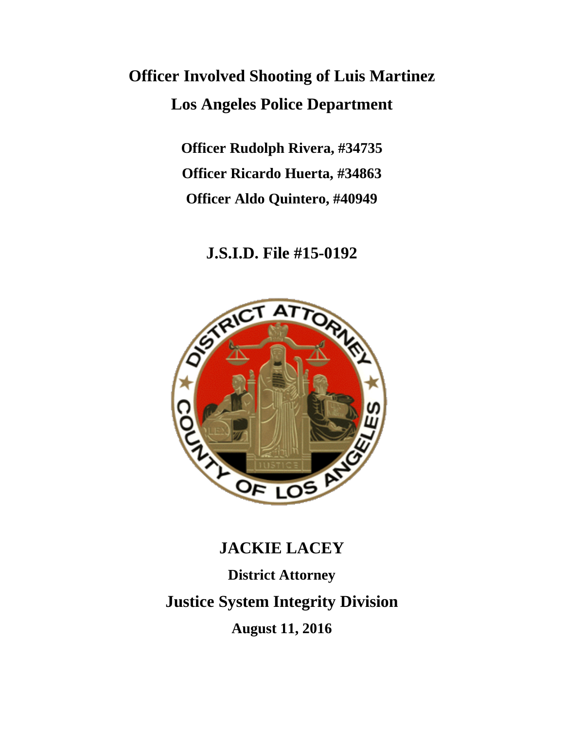# Officer Involved Shooting of Luis Martinez

# Los Angeles Police Department

**Officer Rudolph Rivera, #34735**

**Officer Ricardo Huerta, #34863**

**Officer Aldo Quintero, #40949**

## J.S.I.D. File #15-0192

## JACKIE LACEY

**District Attorney**

## Justice System Integrity Division

**August 11, 2016**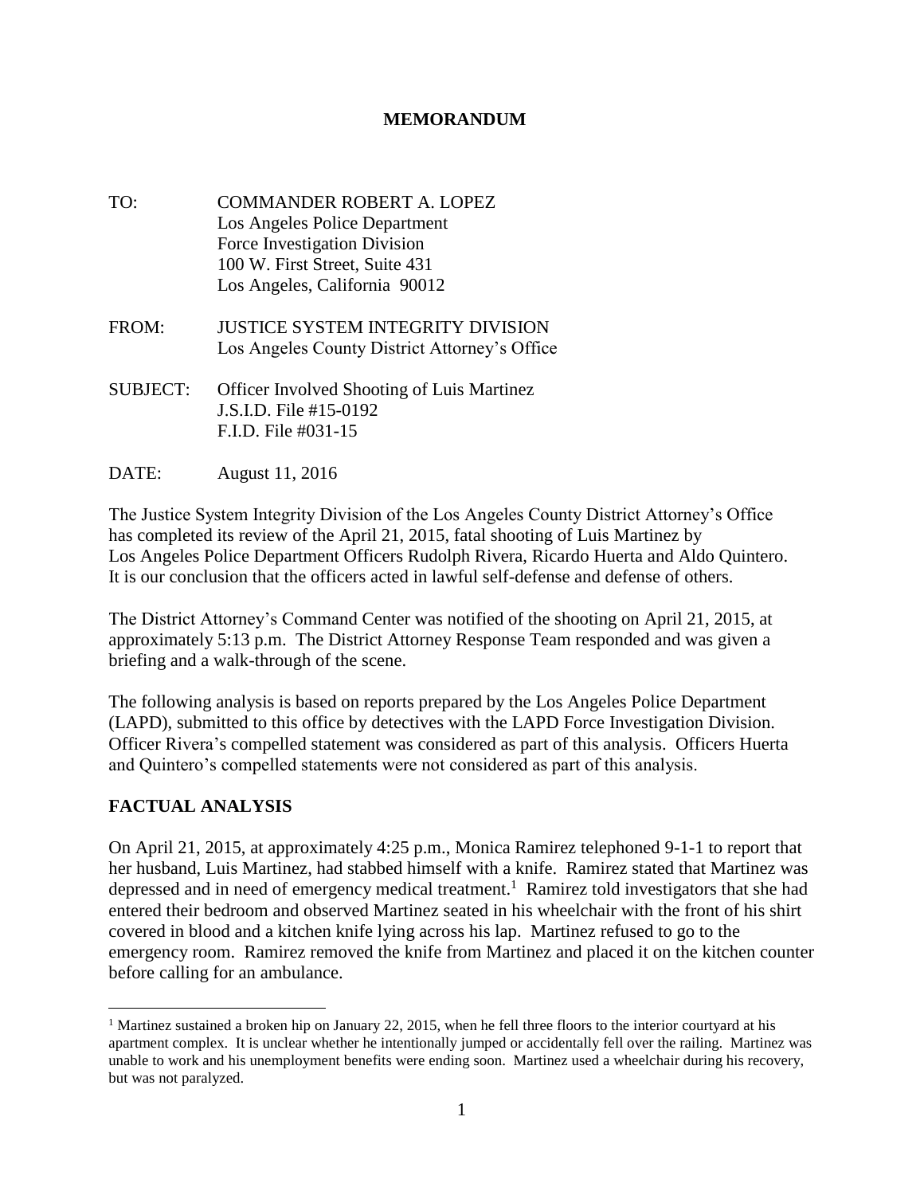**MEMORANDUM**

TO: COMMANDER ROBERT A. LOPEZ
Los Angeles Police Department
Force Investigation Division
100 W. First Street, Suite 431
Los Angeles, California 90012

FROM: JUSTICE SYSTEM INTEGRITY DIVISION
Los Angeles County District Attorney's Office

SUBJECT: Officer Involved Shooting of Luis Martinez
J.S.I.D. File #15-0192
F.I.D. File #031-15

DATE: August 11, 2016

The Justice System Integrity Division of the Los Angeles County District Attorney's Office has completed its review of the April 21, 2015, fatal shooting of Luis Martinez by Los Angeles Police Department Officers Rudolph Rivera, Ricardo Huerta and Aldo Quintero. It is our conclusion that the officers acted in lawful self-defense and defense of others.

The District Attorney's Command Center was notified of the shooting on April 21, 2015, at approximately 5:13 p.m. The District Attorney Response Team responded and was given a briefing and a walk-through of the scene.

The following analysis is based on reports prepared by the Los Angeles Police Department (LAPD), submitted to this office by detectives with the LAPD Force Investigation Division. Officer Rivera's compelled statement was considered as part of this analysis. Officers Huerta and Quintero's compelled statements were not considered as part of this analysis.

## FACTUAL ANALYSIS

On April 21, 2015, at approximately 4:25 p.m., Monica Ramirez telephoned 9-1-1 to report that her husband, Luis Martinez, had stabbed himself with a knife. Ramirez stated that Martinez was depressed and in need of emergency medical treatment.[1] Ramirez told investigators that she had entered their bedroom and observed Martinez seated in his wheelchair with the front of his shirt covered in blood and a kitchen knife lying across his lap. Martinez refused to go to the emergency room. Ramirez removed the knife from Martinez and placed it on the kitchen counter before calling for an ambulance.

[1] Martinez sustained a broken hip on January 22, 2015, when he fell three floors to the interior courtyard at his apartment complex. It is unclear whether he intentionally jumped or accidentally fell over the railing. Martinez was unable to work and his unemployment benefits were ending soon. Martinez used a wheelchair during his recovery, but was not paralyzed.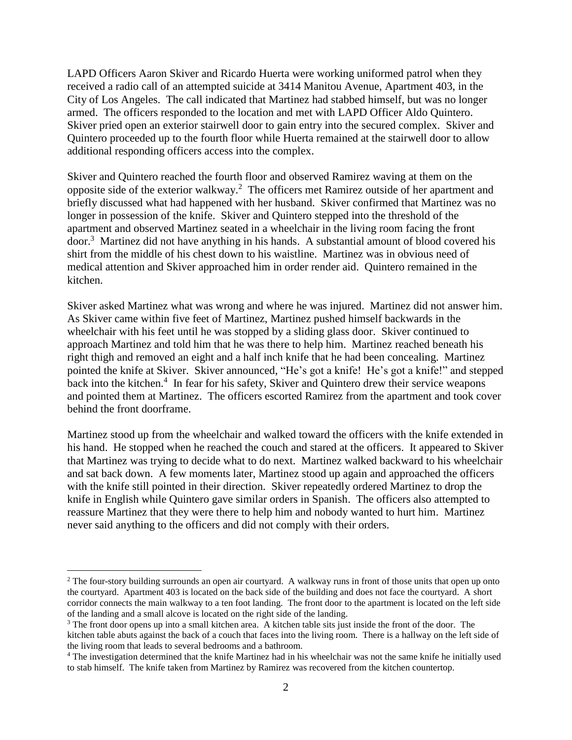LAPD Officers Aaron Skiver and Ricardo Huerta were working uniformed patrol when they received a radio call of an attempted suicide at 3414 Manitou Avenue, Apartment 403, in the City of Los Angeles. The call indicated that Martinez had stabbed himself, but was no longer armed. The officers responded to the location and met with LAPD Officer Aldo Quintero. Skiver pried open an exterior stairwell door to gain entry into the secured complex. Skiver and Quintero proceeded up to the fourth floor while Huerta remained at the stairwell door to allow additional responding officers access into the complex.

Skiver and Quintero reached the fourth floor and observed Ramirez waving at them on the opposite side of the exterior walkway.[2] The officers met Ramirez outside of her apartment and briefly discussed what had happened with her husband. Skiver confirmed that Martinez was no longer in possession of the knife. Skiver and Quintero stepped into the threshold of the apartment and observed Martinez seated in a wheelchair in the living room facing the front door.[3] Martinez did not have anything in his hands. A substantial amount of blood covered his shirt from the middle of his chest down to his waistline. Martinez was in obvious need of medical attention and Skiver approached him in order render aid. Quintero remained in the kitchen.

Skiver asked Martinez what was wrong and where he was injured. Martinez did not answer him. As Skiver came within five feet of Martinez, Martinez pushed himself backwards in the wheelchair with his feet until he was stopped by a sliding glass door. Skiver continued to approach Martinez and told him that he was there to help him. Martinez reached beneath his right thigh and removed an eight and a half inch knife that he had been concealing. Martinez pointed the knife at Skiver. Skiver announced, "He's got a knife! He's got a knife!" and stepped back into the kitchen.[4] In fear for his safety, Skiver and Quintero drew their service weapons and pointed them at Martinez. The officers escorted Ramirez from the apartment and took cover behind the front doorframe.

Martinez stood up from the wheelchair and walked toward the officers with the knife extended in his hand. He stopped when he reached the couch and stared at the officers. It appeared to Skiver that Martinez was trying to decide what to do next. Martinez walked backward to his wheelchair and sat back down. A few moments later, Martinez stood up again and approached the officers with the knife still pointed in their direction. Skiver repeatedly ordered Martinez to drop the knife in English while Quintero gave similar orders in Spanish. The officers also attempted to reassure Martinez that they were there to help him and nobody wanted to hurt him. Martinez never said anything to the officers and did not comply with their orders.

---

[2] The four-story building surrounds an open air courtyard. A walkway runs in front of those units that open up onto the courtyard. Apartment 403 is located on the back side of the building and does not face the courtyard. A short corridor connects the main walkway to a ten foot landing. The front door to the apartment is located on the left side of the landing and a small alcove is located on the right side of the landing.

[3] The front door opens up into a small kitchen area. A kitchen table sits just inside the front of the door. The kitchen table abuts against the back of a couch that faces into the living room. There is a hallway on the left side of the living room that leads to several bedrooms and a bathroom.

[4] The investigation determined that the knife Martinez had in his wheelchair was not the same knife he initially used to stab himself. The knife taken from Martinez by Ramirez was recovered from the kitchen countertop.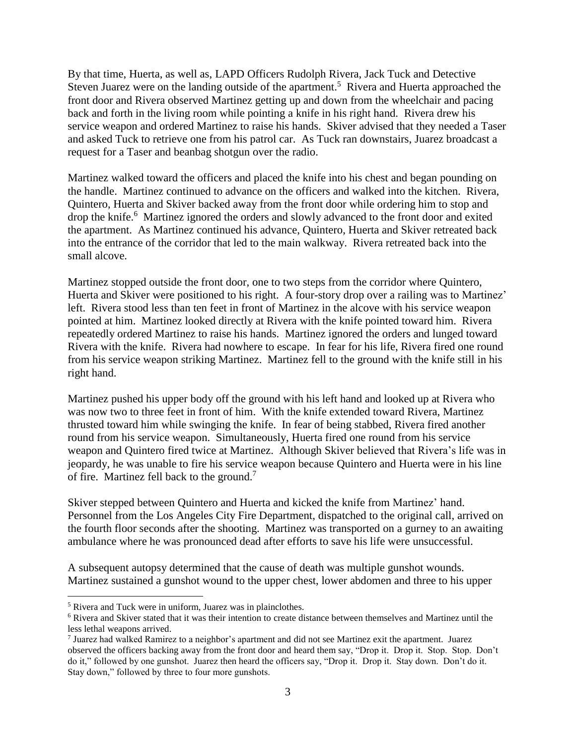By that time, Huerta, as well as, LAPD Officers Rudolph Rivera, Jack Tuck and Detective Steven Juarez were on the landing outside of the apartment.[5] Rivera and Huerta approached the front door and Rivera observed Martinez getting up and down from the wheelchair and pacing back and forth in the living room while pointing a knife in his right hand. Rivera drew his service weapon and ordered Martinez to raise his hands. Skiver advised that they needed a Taser and asked Tuck to retrieve one from his patrol car. As Tuck ran downstairs, Juarez broadcast a request for a Taser and beanbag shotgun over the radio.

Martinez walked toward the officers and placed the knife into his chest and began pounding on the handle. Martinez continued to advance on the officers and walked into the kitchen. Rivera, Quintero, Huerta and Skiver backed away from the front door while ordering him to stop and drop the knife.[6] Martinez ignored the orders and slowly advanced to the front door and exited the apartment. As Martinez continued his advance, Quintero, Huerta and Skiver retreated back into the entrance of the corridor that led to the main walkway. Rivera retreated back into the small alcove.

Martinez stopped outside the front door, one to two steps from the corridor where Quintero, Huerta and Skiver were positioned to his right. A four-story drop over a railing was to Martinez' left. Rivera stood less than ten feet in front of Martinez in the alcove with his service weapon pointed at him. Martinez looked directly at Rivera with the knife pointed toward him. Rivera repeatedly ordered Martinez to raise his hands. Martinez ignored the orders and lunged toward Rivera with the knife. Rivera had nowhere to escape. In fear for his life, Rivera fired one round from his service weapon striking Martinez. Martinez fell to the ground with the knife still in his right hand.

Martinez pushed his upper body off the ground with his left hand and looked up at Rivera who was now two to three feet in front of him. With the knife extended toward Rivera, Martinez thrusted toward him while swinging the knife. In fear of being stabbed, Rivera fired another round from his service weapon. Simultaneously, Huerta fired one round from his service weapon and Quintero fired twice at Martinez. Although Skiver believed that Rivera's life was in jeopardy, he was unable to fire his service weapon because Quintero and Huerta were in his line of fire. Martinez fell back to the ground.[7]

Skiver stepped between Quintero and Huerta and kicked the knife from Martinez' hand. Personnel from the Los Angeles City Fire Department, dispatched to the original call, arrived on the fourth floor seconds after the shooting. Martinez was transported on a gurney to an awaiting ambulance where he was pronounced dead after efforts to save his life were unsuccessful.

A subsequent autopsy determined that the cause of death was multiple gunshot wounds. Martinez sustained a gunshot wound to the upper chest, lower abdomen and three to his upper

---

[5] Rivera and Tuck were in uniform, Juarez was in plainclothes.

[6] Rivera and Skiver stated that it was their intention to create distance between themselves and Martinez until the less lethal weapons arrived.

[7] Juarez had walked Ramirez to a neighbor's apartment and did not see Martinez exit the apartment. Juarez observed the officers backing away from the front door and heard them say, "Drop it. Drop it. Stop. Stop. Don't do it," followed by one gunshot. Juarez then heard the officers say, "Drop it. Drop it. Stay down. Don't do it. Stay down," followed by three to four more gunshots.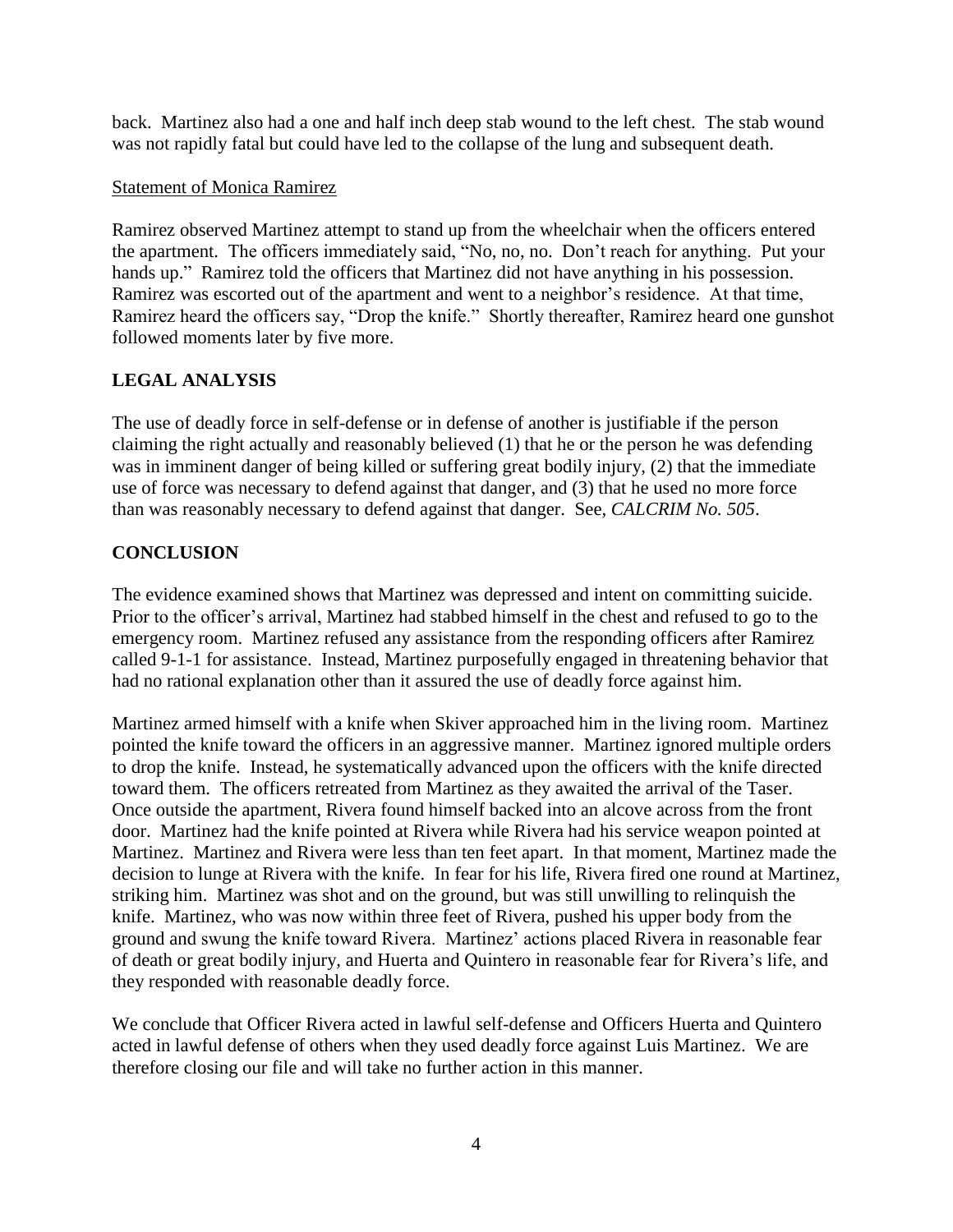back. Martinez also had a one and half inch deep stab wound to the left chest. The stab wound was not rapidly fatal but could have led to the collapse of the lung and subsequent death.

Statement of Monica Ramirez

Ramirez observed Martinez attempt to stand up from the wheelchair when the officers entered the apartment. The officers immediately said, "No, no, no. Don't reach for anything. Put your hands up." Ramirez told the officers that Martinez did not have anything in his possession. Ramirez was escorted out of the apartment and went to a neighbor's residence. At that time, Ramirez heard the officers say, "Drop the knife." Shortly thereafter, Ramirez heard one gunshot followed moments later by five more.

## LEGAL ANALYSIS

The use of deadly force in self-defense or in defense of another is justifiable if the person claiming the right actually and reasonably believed (1) that he or the person he was defending was in imminent danger of being killed or suffering great bodily injury, (2) that the immediate use of force was necessary to defend against that danger, and (3) that he used no more force than was reasonably necessary to defend against that danger. See, *CALCRIM No. 505*.

## CONCLUSION

The evidence examined shows that Martinez was depressed and intent on committing suicide. Prior to the officer's arrival, Martinez had stabbed himself in the chest and refused to go to the emergency room. Martinez refused any assistance from the responding officers after Ramirez called 9-1-1 for assistance. Instead, Martinez purposefully engaged in threatening behavior that had no rational explanation other than it assured the use of deadly force against him.

Martinez armed himself with a knife when Skiver approached him in the living room. Martinez pointed the knife toward the officers in an aggressive manner. Martinez ignored multiple orders to drop the knife. Instead, he systematically advanced upon the officers with the knife directed toward them. The officers retreated from Martinez as they awaited the arrival of the Taser. Once outside the apartment, Rivera found himself backed into an alcove across from the front door. Martinez had the knife pointed at Rivera while Rivera had his service weapon pointed at Martinez. Martinez and Rivera were less than ten feet apart. In that moment, Martinez made the decision to lunge at Rivera with the knife. In fear for his life, Rivera fired one round at Martinez, striking him. Martinez was shot and on the ground, but was still unwilling to relinquish the knife. Martinez, who was now within three feet of Rivera, pushed his upper body from the ground and swung the knife toward Rivera. Martinez' actions placed Rivera in reasonable fear of death or great bodily injury, and Huerta and Quintero in reasonable fear for Rivera's life, and they responded with reasonable deadly force.

We conclude that Officer Rivera acted in lawful self-defense and Officers Huerta and Quintero acted in lawful defense of others when they used deadly force against Luis Martinez. We are therefore closing our file and will take no further action in this manner.